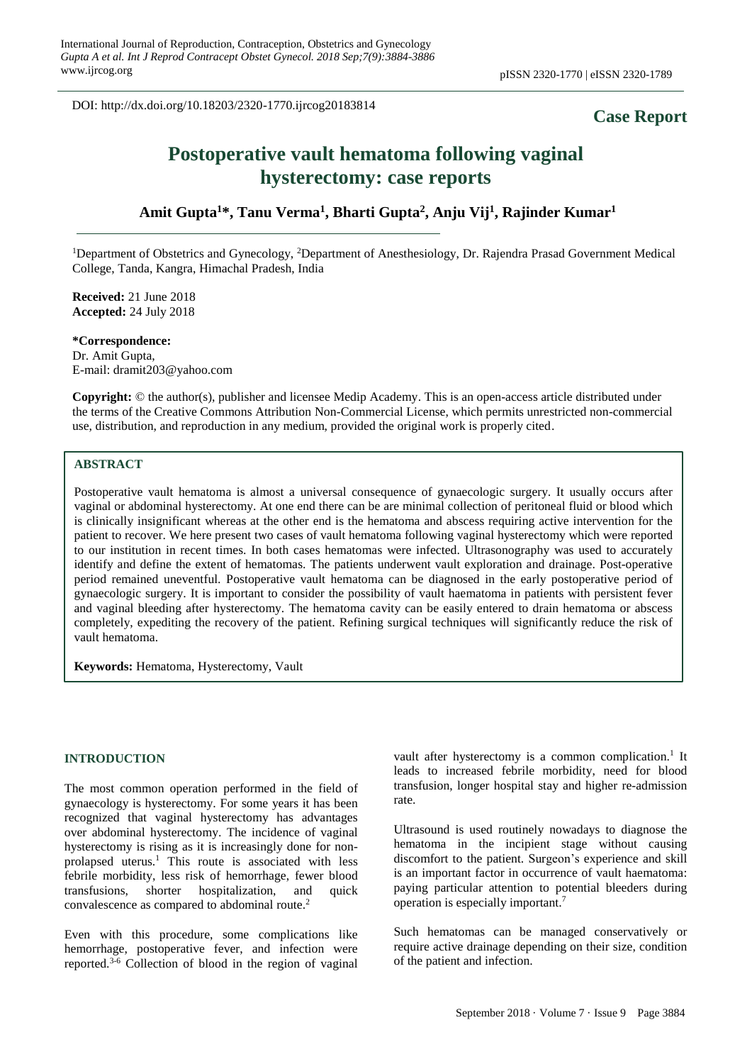DOI: http://dx.doi.org/10.18203/2320-1770.ijrcog20183814

**Case Report**

# Postoperative vault hematoma following vaginal hysterectomy: case reports

**Amit Gupta[1]*, Tanu Verma[1], Bharti Gupta[2], Anju Vij[1], Rajinder Kumar[1]**

[1]Department of Obstetrics and Gynecology, [2]Department of Anesthesiology, Dr. Rajendra Prasad Government Medical College, Tanda, Kangra, Himachal Pradesh, India

**Received:** 21 June 2018
**Accepted:** 24 July 2018

**\*Correspondence:**
Dr. Amit Gupta,
E-mail: dramit203@yahoo.com

**Copyright:** © the author(s), publisher and licensee Medip Academy. This is an open-access article distributed under the terms of the Creative Commons Attribution Non-Commercial License, which permits unrestricted non-commercial use, distribution, and reproduction in any medium, provided the original work is properly cited.

## ABSTRACT

Postoperative vault hematoma is almost a universal consequence of gynaecologic surgery. It usually occurs after vaginal or abdominal hysterectomy. At one end there can be are minimal collection of peritoneal fluid or blood which is clinically insignificant whereas at the other end is the hematoma and abscess requiring active intervention for the patient to recover. We here present two cases of vault hematoma following vaginal hysterectomy which were reported to our institution in recent times. In both cases hematomas were infected. Ultrasonography was used to accurately identify and define the extent of hematomas. The patients underwent vault exploration and drainage. Post-operative period remained uneventful. Postoperative vault hematoma can be diagnosed in the early postoperative period of gynaecologic surgery. It is important to consider the possibility of vault haematoma in patients with persistent fever and vaginal bleeding after hysterectomy. The hematoma cavity can be easily entered to drain hematoma or abscess completely, expediting the recovery of the patient. Refining surgical techniques will significantly reduce the risk of vault hematoma.

**Keywords:** Hematoma, Hysterectomy, Vault

## INTRODUCTION

The most common operation performed in the field of gynaecology is hysterectomy. For some years it has been recognized that vaginal hysterectomy has advantages over abdominal hysterectomy. The incidence of vaginal hysterectomy is rising as it is increasingly done for non-prolapsed uterus.[1] This route is associated with less febrile morbidity, less risk of hemorrhage, fewer blood transfusions, shorter hospitalization, and quick convalescence as compared to abdominal route.[2]

Even with this procedure, some complications like hemorrhage, postoperative fever, and infection were reported.[3-6] Collection of blood in the region of vaginal vault after hysterectomy is a common complication.[1] It leads to increased febrile morbidity, need for blood transfusion, longer hospital stay and higher re-admission rate.

Ultrasound is used routinely nowadays to diagnose the hematoma in the incipient stage without causing discomfort to the patient. Surgeon's experience and skill is an important factor in occurrence of vault haematoma: paying particular attention to potential bleeders during operation is especially important.[7]

Such hematomas can be managed conservatively or require active drainage depending on their size, condition of the patient and infection.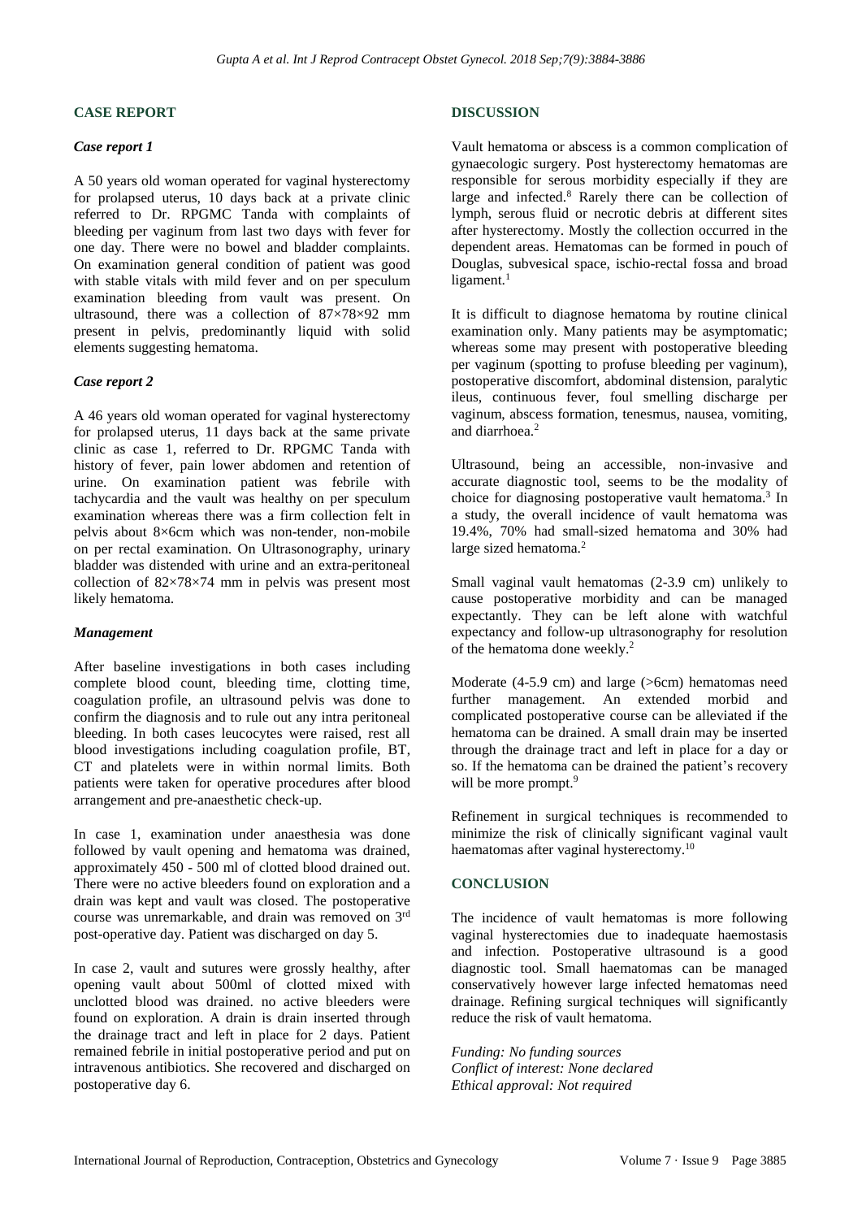## CASE REPORT

### Case report 1

A 50 years old woman operated for vaginal hysterectomy for prolapsed uterus, 10 days back at a private clinic referred to Dr. RPGMC Tanda with complaints of bleeding per vaginum from last two days with fever for one day. There were no bowel and bladder complaints. On examination general condition of patient was good with stable vitals with mild fever and on per speculum examination bleeding from vault was present. On ultrasound, there was a collection of 87×78×92 mm present in pelvis, predominantly liquid with solid elements suggesting hematoma.

### Case report 2

A 46 years old woman operated for vaginal hysterectomy for prolapsed uterus, 11 days back at the same private clinic as case 1, referred to Dr. RPGMC Tanda with history of fever, pain lower abdomen and retention of urine. On examination patient was febrile with tachycardia and the vault was healthy on per speculum examination whereas there was a firm collection felt in pelvis about 8×6cm which was non-tender, non-mobile on per rectal examination. On Ultrasonography, urinary bladder was distended with urine and an extra-peritoneal collection of 82×78×74 mm in pelvis was present most likely hematoma.

### Management

After baseline investigations in both cases including complete blood count, bleeding time, clotting time, coagulation profile, an ultrasound pelvis was done to confirm the diagnosis and to rule out any intra peritoneal bleeding. In both cases leucocytes were raised, rest all blood investigations including coagulation profile, BT, CT and platelets were in within normal limits. Both patients were taken for operative procedures after blood arrangement and pre-anaesthetic check-up.

In case 1, examination under anaesthesia was done followed by vault opening and hematoma was drained, approximately 450 - 500 ml of clotted blood drained out. There were no active bleeders found on exploration and a drain was kept and vault was closed. The postoperative course was unremarkable, and drain was removed on 3rd post-operative day. Patient was discharged on day 5.

In case 2, vault and sutures were grossly healthy, after opening vault about 500ml of clotted mixed with unclotted blood was drained. no active bleeders were found on exploration. A drain is drain inserted through the drainage tract and left in place for 2 days. Patient remained febrile in initial postoperative period and put on intravenous antibiotics. She recovered and discharged on postoperative day 6.

## DISCUSSION

Vault hematoma or abscess is a common complication of gynaecologic surgery. Post hysterectomy hematomas are responsible for serous morbidity especially if they are large and infected.[8] Rarely there can be collection of lymph, serous fluid or necrotic debris at different sites after hysterectomy. Mostly the collection occurred in the dependent areas. Hematomas can be formed in pouch of Douglas, subvesical space, ischio-rectal fossa and broad ligament.[1]

It is difficult to diagnose hematoma by routine clinical examination only. Many patients may be asymptomatic; whereas some may present with postoperative bleeding per vaginum (spotting to profuse bleeding per vaginum), postoperative discomfort, abdominal distension, paralytic ileus, continuous fever, foul smelling discharge per vaginum, abscess formation, tenesmus, nausea, vomiting, and diarrhoea.[2]

Ultrasound, being an accessible, non-invasive and accurate diagnostic tool, seems to be the modality of choice for diagnosing postoperative vault hematoma.[3] In a study, the overall incidence of vault hematoma was 19.4%, 70% had small-sized hematoma and 30% had large sized hematoma.[2]

Small vaginal vault hematomas (2-3.9 cm) unlikely to cause postoperative morbidity and can be managed expectantly. They can be left alone with watchful expectancy and follow-up ultrasonography for resolution of the hematoma done weekly.[2]

Moderate (4-5.9 cm) and large (>6cm) hematomas need further management. An extended morbid and complicated postoperative course can be alleviated if the hematoma can be drained. A small drain may be inserted through the drainage tract and left in place for a day or so. If the hematoma can be drained the patient's recovery will be more prompt.[9]

Refinement in surgical techniques is recommended to minimize the risk of clinically significant vaginal vault haematomas after vaginal hysterectomy.[10]

## CONCLUSION

The incidence of vault hematomas is more following vaginal hysterectomies due to inadequate haemostasis and infection. Postoperative ultrasound is a good diagnostic tool. Small haematomas can be managed conservatively however large infected hematomas need drainage. Refining surgical techniques will significantly reduce the risk of vault hematoma.

*Funding: No funding sources*
*Conflict of interest: None declared*
*Ethical approval: Not required*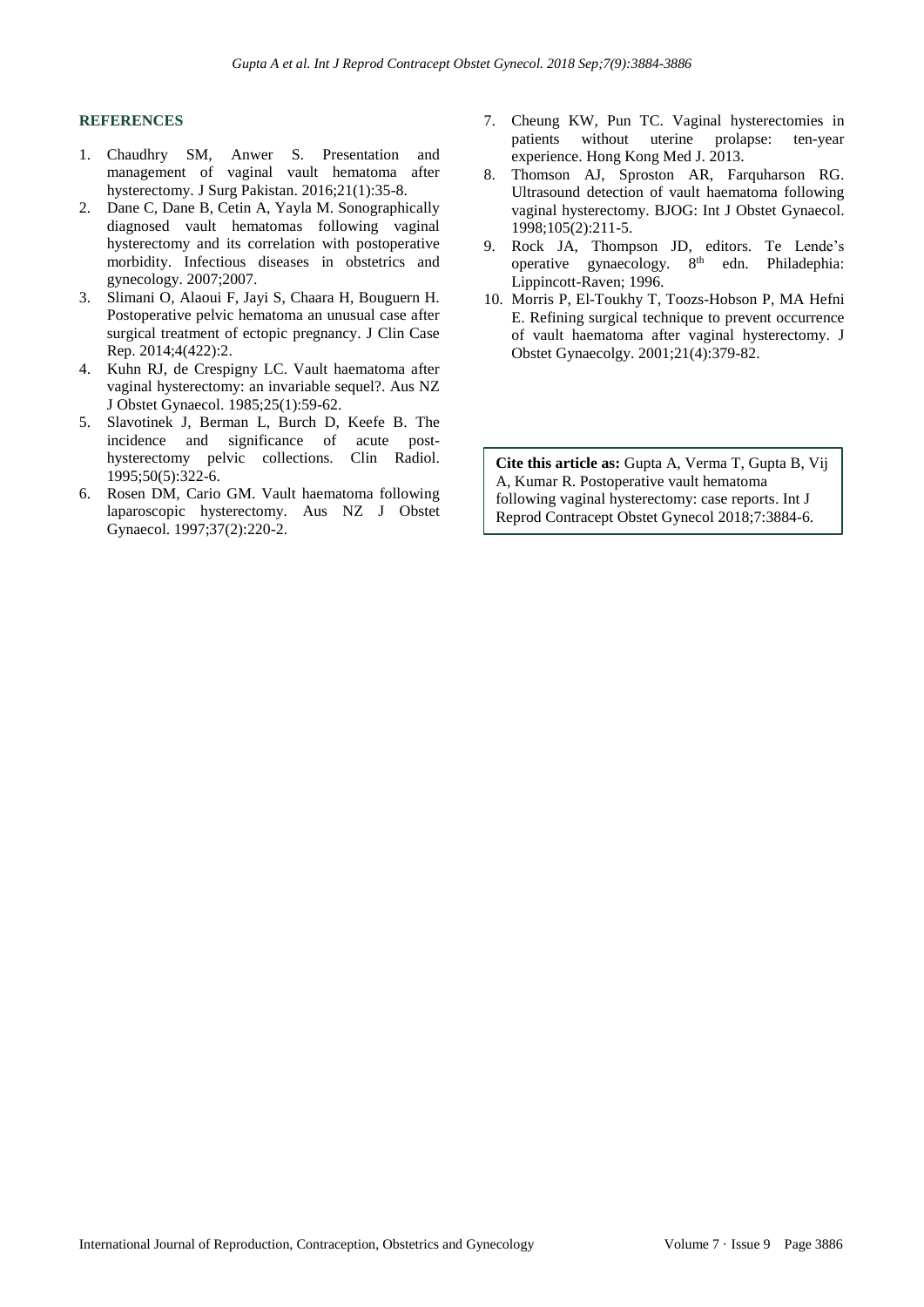## REFERENCES

1. Chaudhry SM, Anwer S. Presentation and management of vaginal vault hematoma after hysterectomy. J Surg Pakistan. 2016;21(1):35-8.
2. Dane C, Dane B, Cetin A, Yayla M. Sonographically diagnosed vault hematomas following vaginal hysterectomy and its correlation with postoperative morbidity. Infectious diseases in obstetrics and gynecology. 2007;2007.
3. Slimani O, Alaoui F, Jayi S, Chaara H, Bouguern H. Postoperative pelvic hematoma an unusual case after surgical treatment of ectopic pregnancy. J Clin Case Rep. 2014;4(422):2.
4. Kuhn RJ, de Crespigny LC. Vault haematoma after vaginal hysterectomy: an invariable sequel?. Aus NZ J Obstet Gynaecol. 1985;25(1):59-62.
5. Slavotinek J, Berman L, Burch D, Keefe B. The incidence and significance of acute post-hysterectomy pelvic collections. Clin Radiol. 1995;50(5):322-6.
6. Rosen DM, Cario GM. Vault haematoma following laparoscopic hysterectomy. Aus NZ J Obstet Gynaecol. 1997;37(2):220-2.
7. Cheung KW, Pun TC. Vaginal hysterectomies in patients without uterine prolapse: ten-year experience. Hong Kong Med J. 2013.
8. Thomson AJ, Sproston AR, Farquharson RG. Ultrasound detection of vault haematoma following vaginal hysterectomy. BJOG: Int J Obstet Gynaecol. 1998;105(2):211-5.
9. Rock JA, Thompson JD, editors. Te Lende's operative gynaecology. 8th edn. Philadephia: Lippincott-Raven; 1996.
10. Morris P, El-Toukhy T, Toozs-Hobson P, MA Hefni E. Refining surgical technique to prevent occurrence of vault haematoma after vaginal hysterectomy. J Obstet Gynaecolgy. 2001;21(4):379-82.

**Cite this article as:** Gupta A, Verma T, Gupta B, Vij A, Kumar R. Postoperative vault hematoma following vaginal hysterectomy: case reports. Int J Reprod Contracept Obstet Gynecol 2018;7:3884-6.